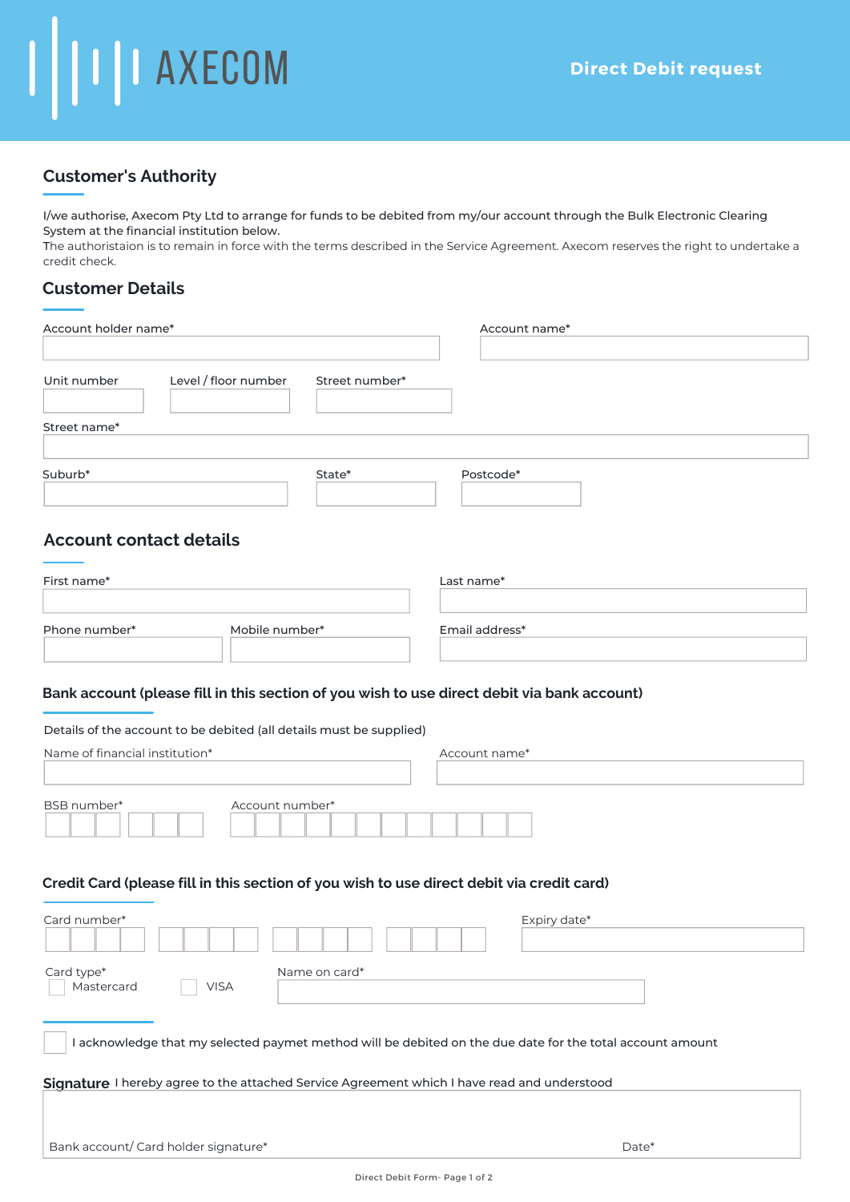AXECOM

# Direct Debit request

## Customer's Authority

I/we authorise, Axecom Pty Ltd to arrange for funds to be debited from my/our account through the Bulk Electronic Clearing System at the financial institution below.
The authoristaion is to remain in force with the terms described in the Service Agreement. Axecom reserves the right to undertake a credit check.

## Customer Details

Account holder name*

Account name*

Unit number

Level / floor number

Street number*

Street name*

Suburb*

State*

Postcode*

## Account contact details

First name*

Last name*

Phone number*

Mobile number*

Email address*

### Bank account (please fill in this section of you wish to use direct debit via bank account)

Details of the account to be debited (all details must be supplied)

Name of financial institution*

Account name*

BSB number*

Account number*

### Credit Card (please fill in this section of you wish to use direct debit via credit card)

Card number*

Expiry date*

Card type*
- ☐ Mastercard
- ☐ VISA

Name on card*

☐ I acknowledge that my selected paymet method will be debited on the due date for the total account amount

**Signature** I hereby agree to the attached Service Agreement which I have read and understood

Bank account/ Card holder signature*

Date*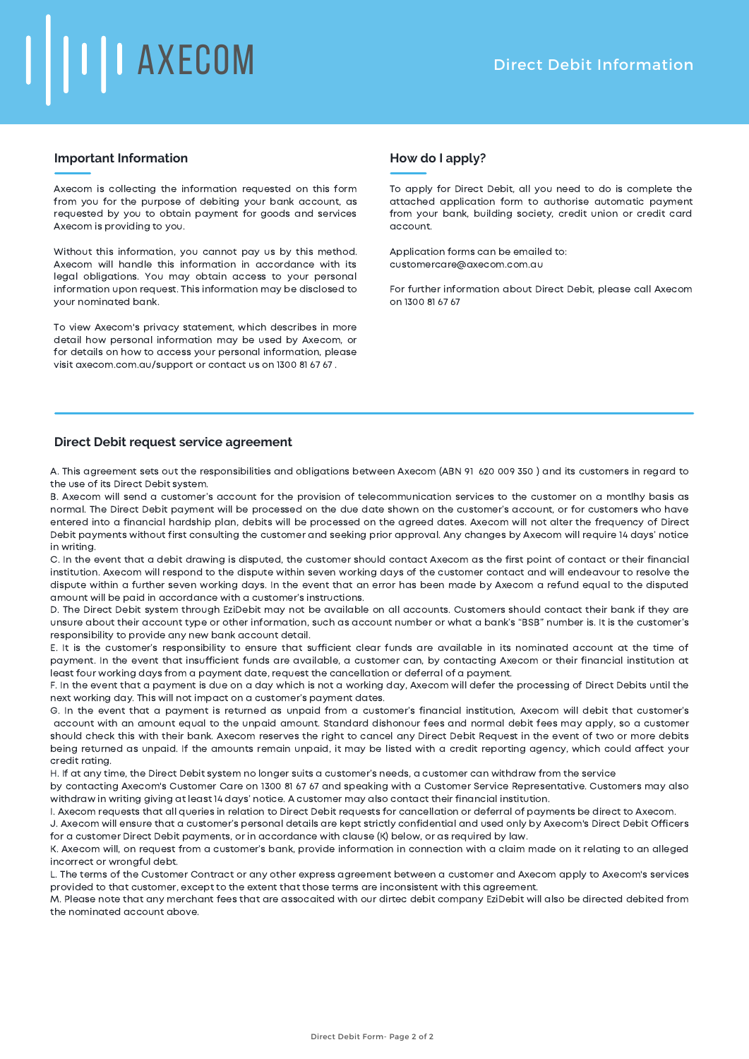AXECOM

Direct Debit Information

## Important Information

Axecom is collecting the information requested on this form from you for the purpose of debiting your bank account, as requested by you to obtain payment for goods and services Axecom is providing to you.

Without this information, you cannot pay us by this method. Axecom will handle this information in accordance with its legal obligations. You may obtain access to your personal information upon request. This information may be disclosed to your nominated bank.

To view Axecom's privacy statement, which describes in more detail how personal information may be used by Axecom, or for details on how to access your personal information, please visit axecom.com.au/support or contact us on 1300 81 67 67 .

## How do I apply?

To apply for Direct Debit, all you need to do is complete the attached application form to authorise automatic payment from your bank, building society, credit union or credit card account.

Application forms can be emailed to:
customercare@axecom.com.au

For further information about Direct Debit, please call Axecom on 1300 81 67 67

## Direct Debit request service agreement

A. This agreement sets out the responsibilities and obligations between Axecom (ABN 91 620 009 350 ) and its customers in regard to the use of its Direct Debit system.

B. Axecom will send a customer's account for the provision of telecommunication services to the customer on a montlhy basis as normal. The Direct Debit payment will be processed on the due date shown on the customer's account, or for customers who have entered into a financial hardship plan, debits will be processed on the agreed dates. Axecom will not alter the frequency of Direct Debit payments without first consulting the customer and seeking prior approval. Any changes by Axecom will require 14 days' notice in writing.

C. In the event that a debit drawing is disputed, the customer should contact Axecom as the first point of contact or their financial institution. Axecom will respond to the dispute within seven working days of the customer contact and will endeavour to resolve the dispute within a further seven working days. In the event that an error has been made by Axecom a refund equal to the disputed amount will be paid in accordance with a customer's instructions.

D. The Direct Debit system through EziDebit may not be available on all accounts. Customers should contact their bank if they are unsure about their account type or other information, such as account number or what a bank's "BSB" number is. It is the customer's responsibility to provide any new bank account detail.

E. It is the customer's responsibility to ensure that sufficient clear funds are available in its nominated account at the time of payment. In the event that insufficient funds are available, a customer can, by contacting Axecom or their financial institution at least four working days from a payment date, request the cancellation or deferral of a payment.

F. In the event that a payment is due on a day which is not a working day, Axecom will defer the processing of Direct Debits until the next working day. This will not impact on a customer's payment dates.

G. In the event that a payment is returned as unpaid from a customer's financial institution, Axecom will debit that customer's account with an amount equal to the unpaid amount. Standard dishonour fees and normal debit fees may apply, so a customer should check this with their bank. Axecom reserves the right to cancel any Direct Debit Request in the event of two or more debits being returned as unpaid. If the amounts remain unpaid, it may be listed with a credit reporting agency, which could affect your credit rating.

H. If at any time, the Direct Debit system no longer suits a customer's needs, a customer can withdraw from the service by contacting Axecom's Customer Care on 1300 81 67 67 and speaking with a Customer Service Representative. Customers may also withdraw in writing giving at least 14 days' notice. A customer may also contact their financial institution.

I. Axecom requests that all queries in relation to Direct Debit requests for cancellation or deferral of payments be direct to Axecom.

J. Axecom will ensure that a customer's personal details are kept strictly confidential and used only by Axecom's Direct Debit Officers for a customer Direct Debit payments, or in accordance with clause (K) below, or as required by law.

K. Axecom will, on request from a customer's bank, provide information in connection with a claim made on it relating to an alleged incorrect or wrongful debt.

L. The terms of the Customer Contract or any other express agreement between a customer and Axecom apply to Axecom's services provided to that customer, except to the extent that those terms are inconsistent with this agreement.

M. Please note that any merchant fees that are assocaited with our dirtec debit company EziDebit will also be directed debited from the nominated account above.